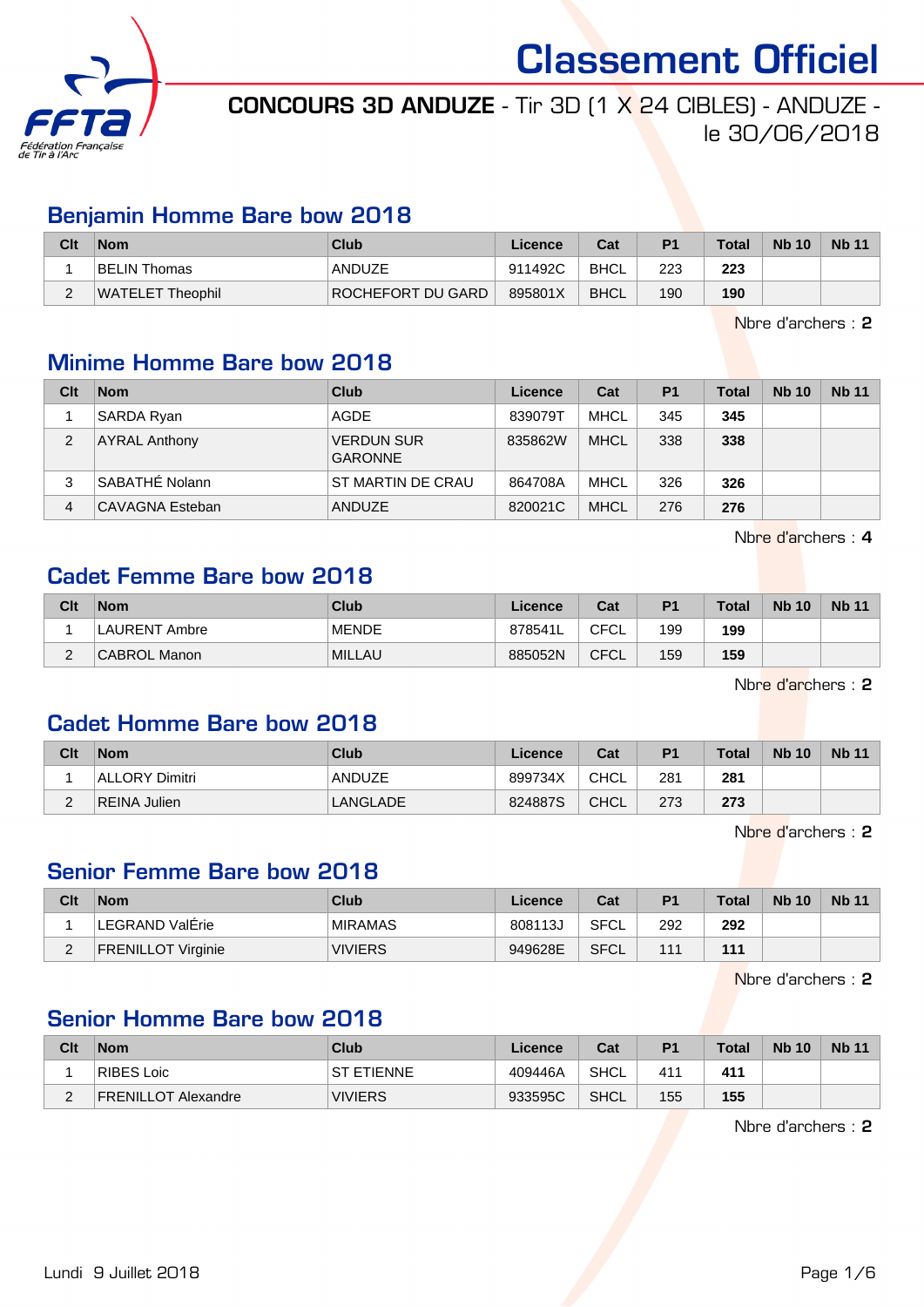# Classement Officiel

**CONCOURS 3D ANDUZE** - Tir 3D (1 X 24 CIBLES) - ANDUZE - le 30/06/2018

## Benjamin Homme Bare bow 2018

| Clt | Nom | Club | Licence | Cat | P1 | Total | Nb 10 | Nb 11 |
|---|---|---|---|---|---|---|---|---|
| 1 | BELIN Thomas | ANDUZE | 911492C | BHCL | 223 | **223** | | |
| 2 | WATELET Theophil | ROCHEFORT DU GARD | 895801X | BHCL | 190 | **190** | | |

Nbre d'archers : **2**

## Minime Homme Bare bow 2018

| Clt | Nom | Club | Licence | Cat | P1 | Total | Nb 10 | Nb 11 |
|---|---|---|---|---|---|---|---|---|
| 1 | SARDA Ryan | AGDE | 839079T | MHCL | 345 | **345** | | |
| 2 | AYRAL Anthony | VERDUN SUR GARONNE | 835862W | MHCL | 338 | **338** | | |
| 3 | SABATHÉ Nolann | ST MARTIN DE CRAU | 864708A | MHCL | 326 | **326** | | |
| 4 | CAVAGNA Esteban | ANDUZE | 820021C | MHCL | 276 | **276** | | |

Nbre d'archers : **4**

## Cadet Femme Bare bow 2018

| Clt | Nom | Club | Licence | Cat | P1 | Total | Nb 10 | Nb 11 |
|---|---|---|---|---|---|---|---|---|
| 1 | LAURENT Ambre | MENDE | 878541L | CFCL | 199 | **199** | | |
| 2 | CABROL Manon | MILLAU | 885052N | CFCL | 159 | **159** | | |

Nbre d'archers : **2**

## Cadet Homme Bare bow 2018

| Clt | Nom | Club | Licence | Cat | P1 | Total | Nb 10 | Nb 11 |
|---|---|---|---|---|---|---|---|---|
| 1 | ALLORY Dimitri | ANDUZE | 899734X | CHCL | 281 | **281** | | |
| 2 | REINA Julien | LANGLADE | 824887S | CHCL | 273 | **273** | | |

Nbre d'archers : **2**

## Senior Femme Bare bow 2018

| Clt | Nom | Club | Licence | Cat | P1 | Total | Nb 10 | Nb 11 |
|---|---|---|---|---|---|---|---|---|
| 1 | LEGRAND ValÉrie | MIRAMAS | 808113J | SFCL | 292 | **292** | | |
| 2 | FRENILLOT Virginie | VIVIERS | 949628E | SFCL | 111 | **111** | | |

Nbre d'archers : **2**

## Senior Homme Bare bow 2018

| Clt | Nom | Club | Licence | Cat | P1 | Total | Nb 10 | Nb 11 |
|---|---|---|---|---|---|---|---|---|
| 1 | RIBES Loic | ST ETIENNE | 409446A | SHCL | 411 | **411** | | |
| 2 | FRENILLOT Alexandre | VIVIERS | 933595C | SHCL | 155 | **155** | | |

Nbre d'archers : **2**

Lundi 9 Juillet 2018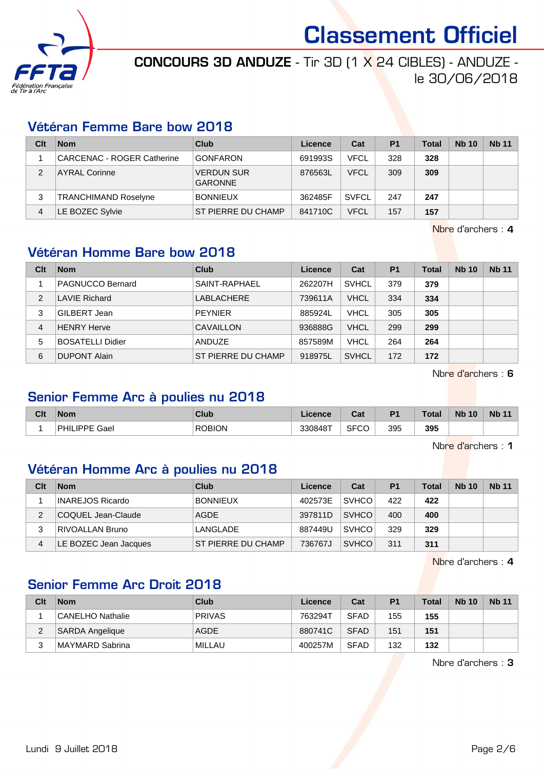# Classement Officiel

**CONCOURS 3D ANDUZE** - Tir 3D (1 X 24 CIBLES) - ANDUZE - le 30/06/2018

## Vétéran Femme Bare bow 2018

| Clt | Nom | Club | Licence | Cat | P1 | Total | Nb 10 | Nb 11 |
|---|---|---|---|---|---|---|---|---|
| 1 | CARCENAC - ROGER Catherine | GONFARON | 691993S | VFCL | 328 | **328** | | |
| 2 | AYRAL Corinne | VERDUN SUR GARONNE | 876563L | VFCL | 309 | **309** | | |
| 3 | TRANCHIMAND Roselyne | BONNIEUX | 362485F | SVFCL | 247 | **247** | | |
| 4 | LE BOZEC Sylvie | ST PIERRE DU CHAMP | 841710C | VFCL | 157 | **157** | | |

Nbre d'archers : **4**

## Vétéran Homme Bare bow 2018

| Clt | Nom | Club | Licence | Cat | P1 | Total | Nb 10 | Nb 11 |
|---|---|---|---|---|---|---|---|---|
| 1 | PAGNUCCO Bernard | SAINT-RAPHAEL | 262207H | SVHCL | 379 | **379** | | |
| 2 | LAVIE Richard | LABLACHERE | 739611A | VHCL | 334 | **334** | | |
| 3 | GILBERT Jean | PEYNIER | 885924L | VHCL | 305 | **305** | | |
| 4 | HENRY Herve | CAVAILLON | 936888G | VHCL | 299 | **299** | | |
| 5 | BOSATELLI Didier | ANDUZE | 857589M | VHCL | 264 | **264** | | |
| 6 | DUPONT Alain | ST PIERRE DU CHAMP | 918975L | SVHCL | 172 | **172** | | |

Nbre d'archers : **6**

## Senior Femme Arc à poulies nu 2018

| Clt | Nom | Club | Licence | Cat | P1 | Total | Nb 10 | Nb 11 |
|---|---|---|---|---|---|---|---|---|
| 1 | PHILIPPE Gael | ROBION | 330848T | SFCO | 395 | **395** | | |

Nbre d'archers : **1**

## Vétéran Homme Arc à poulies nu 2018

| Clt | Nom | Club | Licence | Cat | P1 | Total | Nb 10 | Nb 11 |
|---|---|---|---|---|---|---|---|---|
| 1 | INAREJOS Ricardo | BONNIEUX | 402573E | SVHCO | 422 | **422** | | |
| 2 | COQUEL Jean-Claude | AGDE | 397811D | SVHCO | 400 | **400** | | |
| 3 | RIVOALLAN Bruno | LANGLADE | 887449U | SVHCO | 329 | **329** | | |
| 4 | LE BOZEC Jean Jacques | ST PIERRE DU CHAMP | 736767J | SVHCO | 311 | **311** | | |

Nbre d'archers : **4**

## Senior Femme Arc Droit 2018

| Clt | Nom | Club | Licence | Cat | P1 | Total | Nb 10 | Nb 11 |
|---|---|---|---|---|---|---|---|---|
| 1 | CANELHO Nathalie | PRIVAS | 763294T | SFAD | 155 | **155** | | |
| 2 | SARDA Angelique | AGDE | 880741C | SFAD | 151 | **151** | | |
| 3 | MAYMARD Sabrina | MILLAU | 400257M | SFAD | 132 | **132** | | |

Nbre d'archers : **3**

Lundi 9 Juillet 2018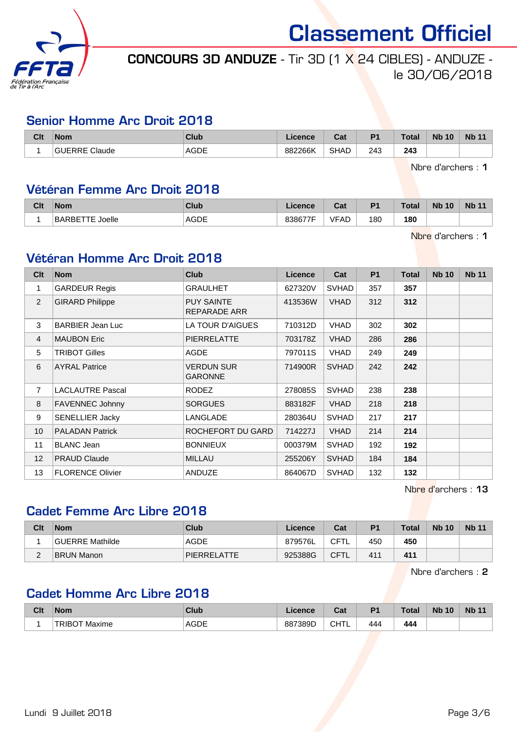# Classement Officiel

**CONCOURS 3D ANDUZE** - Tir 3D (1 X 24 CIBLES) - ANDUZE - le 30/06/2018

## Senior Homme Arc Droit 2018

| Clt | Nom | Club | Licence | Cat | P1 | Total | Nb 10 | Nb 11 |
|---|---|---|---|---|---|---|---|---|
| 1 | GUERRE Claude | AGDE | 882266K | SHAD | 243 | **243** | | |

Nbre d'archers : **1**

## Vétéran Femme Arc Droit 2018

| Clt | Nom | Club | Licence | Cat | P1 | Total | Nb 10 | Nb 11 |
|---|---|---|---|---|---|---|---|---|
| 1 | BARBETTE Joelle | AGDE | 838677F | VFAD | 180 | **180** | | |

Nbre d'archers : **1**

## Vétéran Homme Arc Droit 2018

| Clt | Nom | Club | Licence | Cat | P1 | Total | Nb 10 | Nb 11 |
|---|---|---|---|---|---|---|---|---|
| 1 | GARDEUR Regis | GRAULHET | 627320V | SVHAD | 357 | **357** | | |
| 2 | GIRARD Philippe | PUY SAINTE REPARADE ARR | 413536W | VHAD | 312 | **312** | | |
| 3 | BARBIER Jean Luc | LA TOUR D'AIGUES | 710312D | VHAD | 302 | **302** | | |
| 4 | MAUBON Eric | PIERRELATTE | 703178Z | VHAD | 286 | **286** | | |
| 5 | TRIBOT Gilles | AGDE | 797011S | VHAD | 249 | **249** | | |
| 6 | AYRAL Patrice | VERDUN SUR GARONNE | 714900R | SVHAD | 242 | **242** | | |
| 7 | LACLAUTRE Pascal | RODEZ | 278085S | SVHAD | 238 | **238** | | |
| 8 | FAVENNEC Johnny | SORGUES | 883182F | VHAD | 218 | **218** | | |
| 9 | SENELLIER Jacky | LANGLADE | 280364U | SVHAD | 217 | **217** | | |
| 10 | PALADAN Patrick | ROCHEFORT DU GARD | 714227J | VHAD | 214 | **214** | | |
| 11 | BLANC Jean | BONNIEUX | 000379M | SVHAD | 192 | **192** | | |
| 12 | PRAUD Claude | MILLAU | 255206Y | SVHAD | 184 | **184** | | |
| 13 | FLORENCE Olivier | ANDUZE | 864067D | SVHAD | 132 | **132** | | |

Nbre d'archers : **13**

## Cadet Femme Arc Libre 2018

| Clt | Nom | Club | Licence | Cat | P1 | Total | Nb 10 | Nb 11 |
|---|---|---|---|---|---|---|---|---|
| 1 | GUERRE Mathilde | AGDE | 879576L | CFTL | 450 | **450** | | |
| 2 | BRUN Manon | PIERRELATTE | 925388G | CFTL | 411 | **411** | | |

Nbre d'archers : **2**

## Cadet Homme Arc Libre 2018

| Clt | Nom | Club | Licence | Cat | P1 | Total | Nb 10 | Nb 11 |
|---|---|---|---|---|---|---|---|---|
| 1 | TRIBOT Maxime | AGDE | 887389D | CHTL | 444 | **444** | | |

Lundi 9 Juillet 2018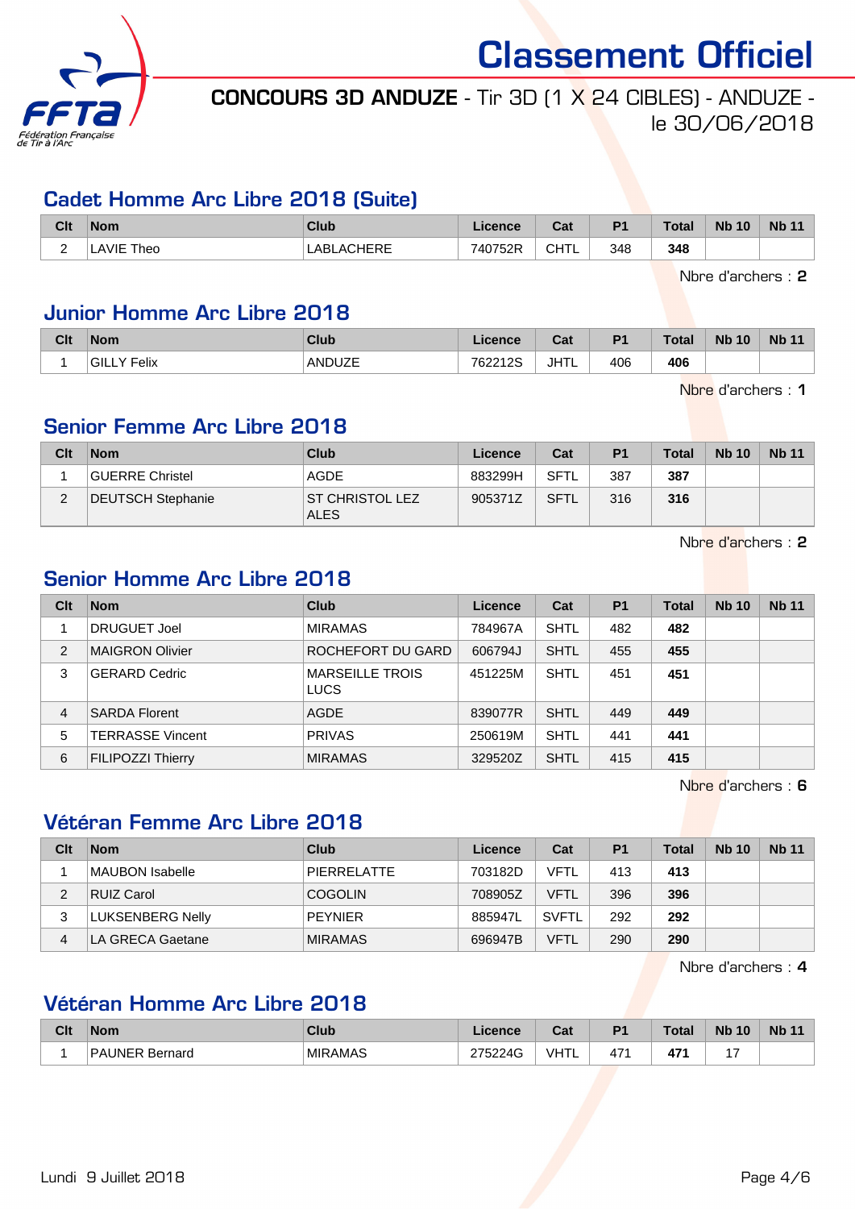# Classement Officiel

**CONCOURS 3D ANDUZE** - Tir 3D (1 X 24 CIBLES) - ANDUZE - le 30/06/2018

## Cadet Homme Arc Libre 2018 (Suite)

| Clt | Nom | Club | Licence | Cat | P1 | Total | Nb 10 | Nb 11 |
|---|---|---|---|---|---|---|---|---|
| 2 | LAVIE Theo | LABLACHERE | 740752R | CHTL | 348 | **348** | | |

Nbre d'archers : **2**

## Junior Homme Arc Libre 2018

| Clt | Nom | Club | Licence | Cat | P1 | Total | Nb 10 | Nb 11 |
|---|---|---|---|---|---|---|---|---|
| 1 | GILLY Felix | ANDUZE | 762212S | JHTL | 406 | **406** | | |

Nbre d'archers : **1**

## Senior Femme Arc Libre 2018

| Clt | Nom | Club | Licence | Cat | P1 | Total | Nb 10 | Nb 11 |
|---|---|---|---|---|---|---|---|---|
| 1 | GUERRE Christel | AGDE | 883299H | SFTL | 387 | **387** | | |
| 2 | DEUTSCH Stephanie | ST CHRISTOL LEZ ALES | 905371Z | SFTL | 316 | **316** | | |

Nbre d'archers : **2**

## Senior Homme Arc Libre 2018

| Clt | Nom | Club | Licence | Cat | P1 | Total | Nb 10 | Nb 11 |
|---|---|---|---|---|---|---|---|---|
| 1 | DRUGUET Joel | MIRAMAS | 784967A | SHTL | 482 | **482** | | |
| 2 | MAIGRON Olivier | ROCHEFORT DU GARD | 606794J | SHTL | 455 | **455** | | |
| 3 | GERARD Cedric | MARSEILLE TROIS LUCS | 451225M | SHTL | 451 | **451** | | |
| 4 | SARDA Florent | AGDE | 839077R | SHTL | 449 | **449** | | |
| 5 | TERRASSE Vincent | PRIVAS | 250619M | SHTL | 441 | **441** | | |
| 6 | FILIPOZZI Thierry | MIRAMAS | 329520Z | SHTL | 415 | **415** | | |

Nbre d'archers : **6**

## Vétéran Femme Arc Libre 2018

| Clt | Nom | Club | Licence | Cat | P1 | Total | Nb 10 | Nb 11 |
|---|---|---|---|---|---|---|---|---|
| 1 | MAUBON Isabelle | PIERRELATTE | 703182D | VFTL | 413 | **413** | | |
| 2 | RUIZ Carol | COGOLIN | 708905Z | VFTL | 396 | **396** | | |
| 3 | LUKSENBERG Nelly | PEYNIER | 885947L | SVFTL | 292 | **292** | | |
| 4 | LA GRECA Gaetane | MIRAMAS | 696947B | VFTL | 290 | **290** | | |

Nbre d'archers : **4**

## Vétéran Homme Arc Libre 2018

| Clt | Nom | Club | Licence | Cat | P1 | Total | Nb 10 | Nb 11 |
|---|---|---|---|---|---|---|---|---|
| 1 | PAUNER Bernard | MIRAMAS | 275224G | VHTL | 471 | **471** | 17 | |

Lundi 9 Juillet 2018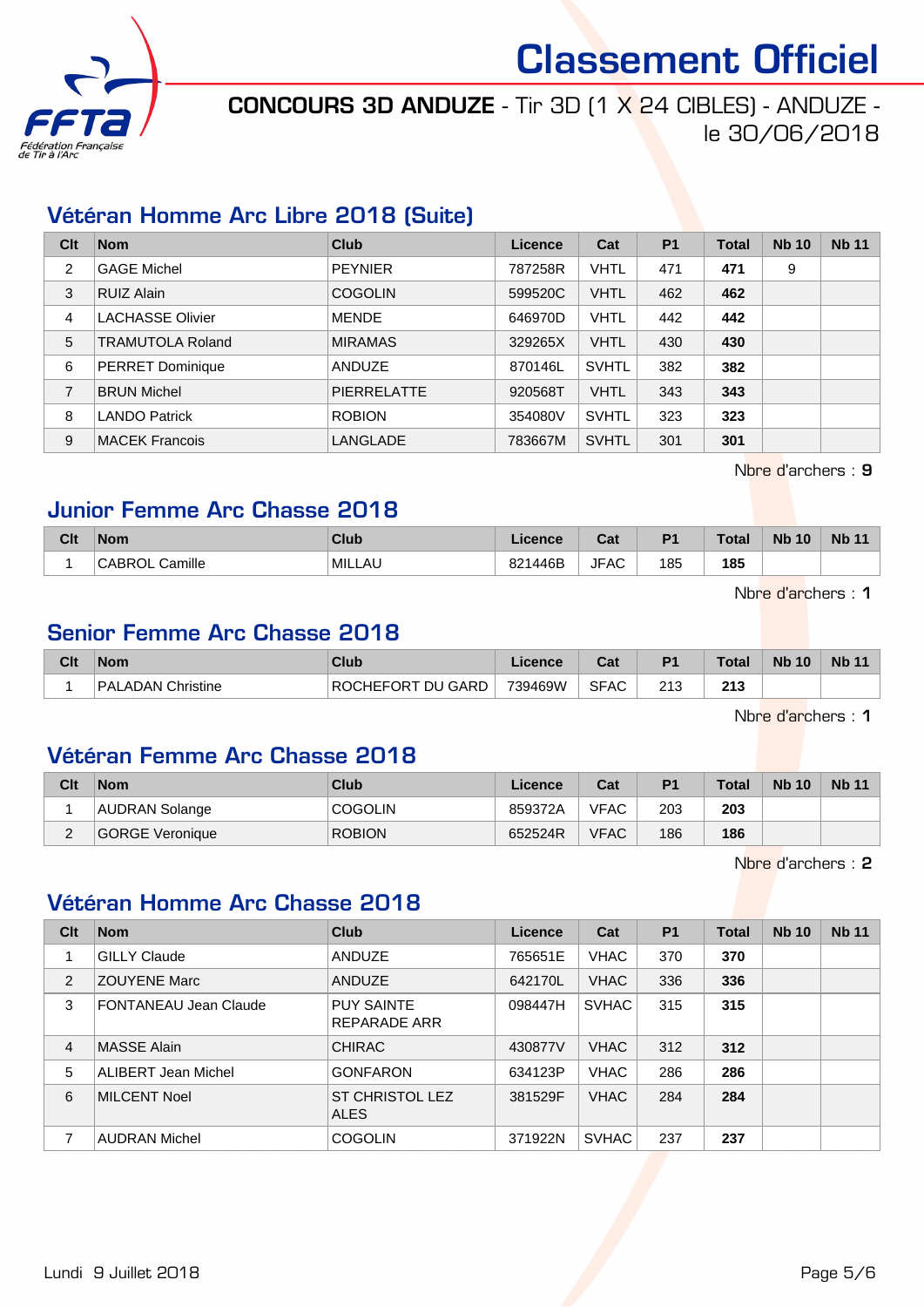# Classement Officiel

**CONCOURS 3D ANDUZE** - Tir 3D (1 X 24 CIBLES) - ANDUZE - le 30/06/2018

## Vétéran Homme Arc Libre 2018 (Suite)

| Clt | Nom | Club | Licence | Cat | P1 | Total | Nb 10 | Nb 11 |
|---|---|---|---|---|---|---|---|---|
| 2 | GAGE Michel | PEYNIER | 787258R | VHTL | 471 | **471** | 9 | |
| 3 | RUIZ Alain | COGOLIN | 599520C | VHTL | 462 | **462** | | |
| 4 | LACHASSE Olivier | MENDE | 646970D | VHTL | 442 | **442** | | |
| 5 | TRAMUTOLA Roland | MIRAMAS | 329265X | VHTL | 430 | **430** | | |
| 6 | PERRET Dominique | ANDUZE | 870146L | SVHTL | 382 | **382** | | |
| 7 | BRUN Michel | PIERRELATTE | 920568T | VHTL | 343 | **343** | | |
| 8 | LANDO Patrick | ROBION | 354080V | SVHTL | 323 | **323** | | |
| 9 | MACEK Francois | LANGLADE | 783667M | SVHTL | 301 | **301** | | |

Nbre d'archers : **9**

## Junior Femme Arc Chasse 2018

| Clt | Nom | Club | Licence | Cat | P1 | Total | Nb 10 | Nb 11 |
|---|---|---|---|---|---|---|---|---|
| 1 | CABROL Camille | MILLAU | 821446B | JFAC | 185 | **185** | | |

Nbre d'archers : **1**

## Senior Femme Arc Chasse 2018

| Clt | Nom | Club | Licence | Cat | P1 | Total | Nb 10 | Nb 11 |
|---|---|---|---|---|---|---|---|---|
| 1 | PALADAN Christine | ROCHEFORT DU GARD | 739469W | SFAC | 213 | **213** | | |

Nbre d'archers : **1**

## Vétéran Femme Arc Chasse 2018

| Clt | Nom | Club | Licence | Cat | P1 | Total | Nb 10 | Nb 11 |
|---|---|---|---|---|---|---|---|---|
| 1 | AUDRAN Solange | COGOLIN | 859372A | VFAC | 203 | **203** | | |
| 2 | GORGE Veronique | ROBION | 652524R | VFAC | 186 | **186** | | |

Nbre d'archers : **2**

## Vétéran Homme Arc Chasse 2018

| Clt | Nom | Club | Licence | Cat | P1 | Total | Nb 10 | Nb 11 |
|---|---|---|---|---|---|---|---|---|
| 1 | GILLY Claude | ANDUZE | 765651E | VHAC | 370 | **370** | | |
| 2 | ZOUYENE Marc | ANDUZE | 642170L | VHAC | 336 | **336** | | |
| 3 | FONTANEAU Jean Claude | PUY SAINTE REPARADE ARR | 098447H | SVHAC | 315 | **315** | | |
| 4 | MASSE Alain | CHIRAC | 430877V | VHAC | 312 | **312** | | |
| 5 | ALIBERT Jean Michel | GONFARON | 634123P | VHAC | 286 | **286** | | |
| 6 | MILCENT Noel | ST CHRISTOL LEZ ALES | 381529F | VHAC | 284 | **284** | | |
| 7 | AUDRAN Michel | COGOLIN | 371922N | SVHAC | 237 | **237** | | |

Lundi 9 Juillet 2018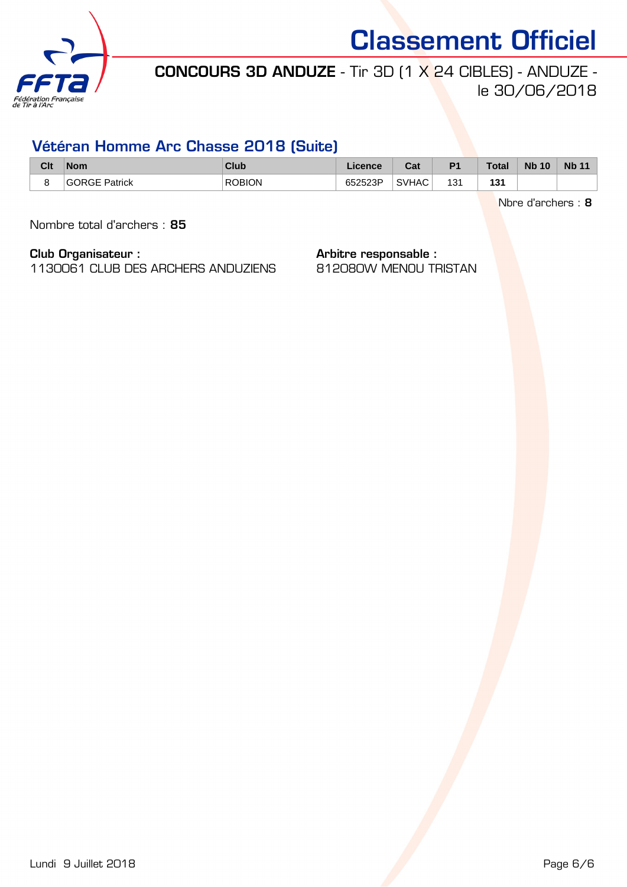# Classement Officiel

**CONCOURS 3D ANDUZE** - Tir 3D (1 X 24 CIBLES) - ANDUZE - le 30/06/2018

## Vétéran Homme Arc Chasse 2018 (Suite)

| Clt | Nom | Club | Licence | Cat | P1 | Total | Nb 10 | Nb 11 |
|---|---|---|---|---|---|---|---|---|
| 8 | GORGE Patrick | ROBION | 652523P | SVHAC | 131 | **131** | | |

Nbre d'archers : **8**

Nombre total d'archers : **85**

**Club Organisateur :**
1130061 CLUB DES ARCHERS ANDUZIENS

**Arbitre responsable :**
812080W MENOU TRISTAN

Lundi 9 Juillet 2018